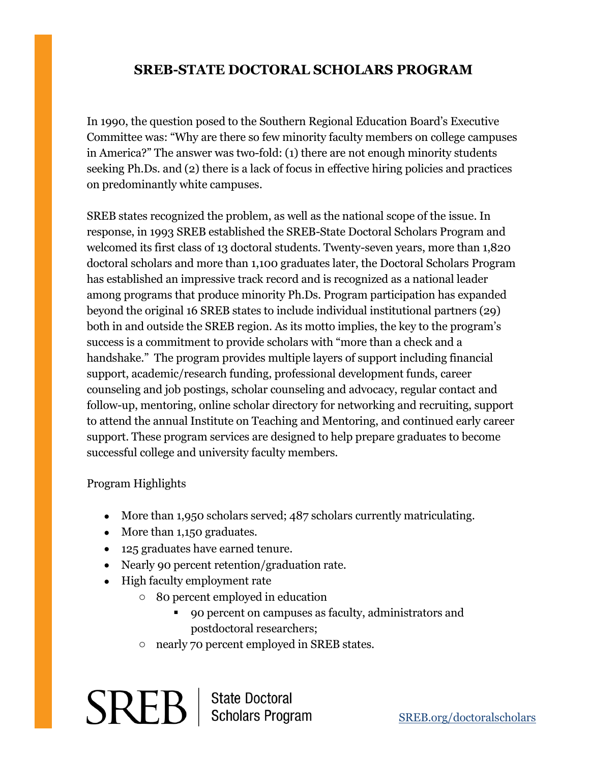# SREB-STATE DOCTORAL SCHOLARS PROGRAM

In 1990, the question posed to the Southern Regional Education Board's Executive Committee was: "Why are there so few minority faculty members on college campuses in America?" The answer was two-fold: (1) there are not enough minority students seeking Ph.Ds. and (2) there is a lack of focus in effective hiring policies and practices on predominantly white campuses.

SREB states recognized the problem, as well as the national scope of the issue. In response, in 1993 SREB established the SREB-State Doctoral Scholars Program and welcomed its first class of 13 doctoral students. Twenty-seven years, more than 1,820 doctoral scholars and more than 1,100 graduates later, the Doctoral Scholars Program has established an impressive track record and is recognized as a national leader among programs that produce minority Ph.Ds. Program participation has expanded beyond the original 16 SREB states to include individual institutional partners (29) both in and outside the SREB region. As its motto implies, the key to the program's success is a commitment to provide scholars with "more than a check and a handshake." The program provides multiple layers of support including financial support, academic/research funding, professional development funds, career counseling and job postings, scholar counseling and advocacy, regular contact and follow-up, mentoring, online scholar directory for networking and recruiting, support to attend the annual Institute on Teaching and Mentoring, and continued early career support. These program services are designed to help prepare graduates to become successful college and university faculty members.

Program Highlights

- More than 1,950 scholars served; 487 scholars currently matriculating.
- More than 1,150 graduates.
- 125 graduates have earned tenure.
- Nearly 90 percent retention/graduation rate.
- High faculty employment rate
  - 80 percent employed in education
    - 90 percent on campuses as faculty, administrators and postdoctoral researchers;
  - nearly 70 percent employed in SREB states.

SREB | State Doctoral Scholars Program

SREB.org/doctoralscholars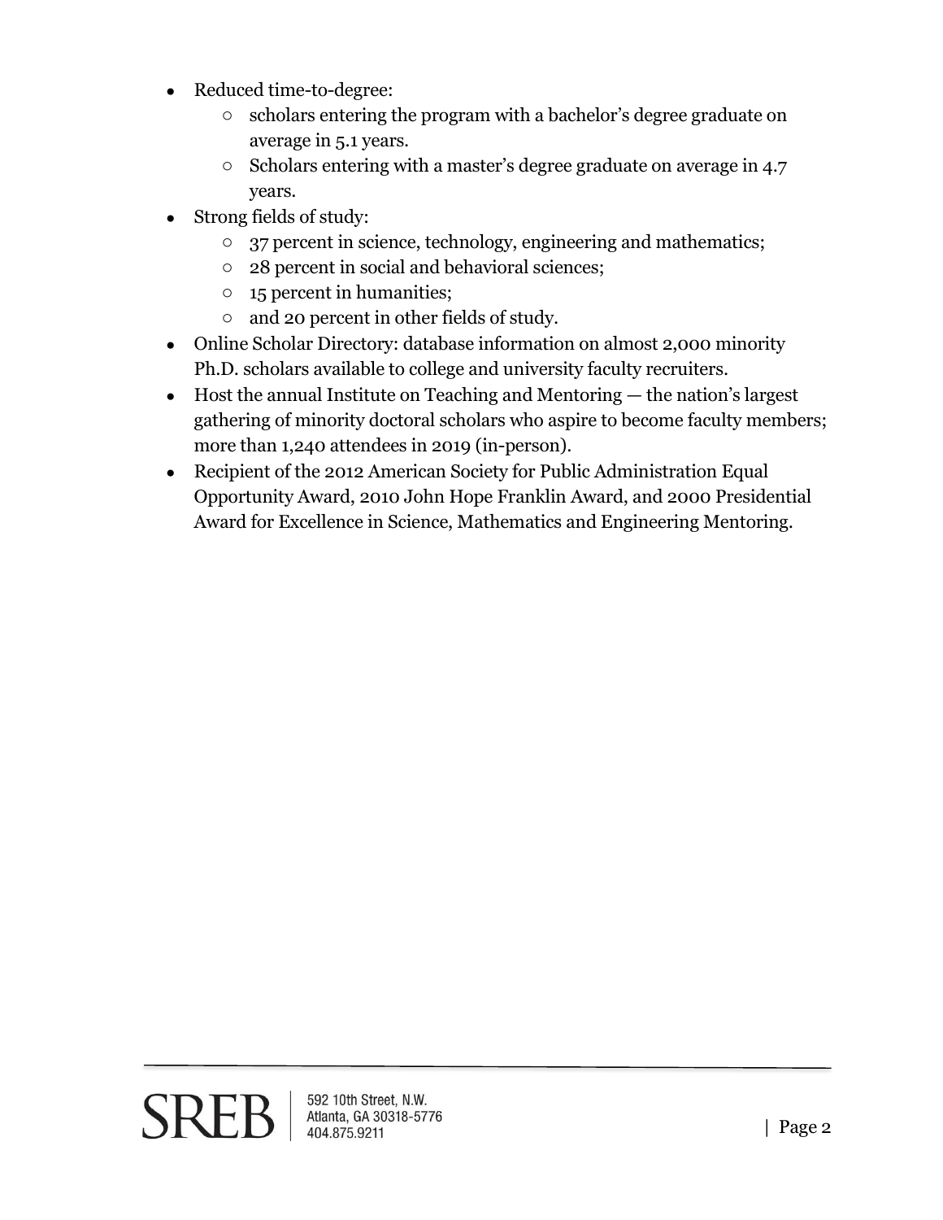- Reduced time-to-degree:
  - scholars entering the program with a bachelor's degree graduate on average in 5.1 years.
  - Scholars entering with a master's degree graduate on average in 4.7 years.
- Strong fields of study:
  - 37 percent in science, technology, engineering and mathematics;
  - 28 percent in social and behavioral sciences;
  - 15 percent in humanities;
  - and 20 percent in other fields of study.
- Online Scholar Directory: database information on almost 2,000 minority Ph.D. scholars available to college and university faculty recruiters.
- Host the annual Institute on Teaching and Mentoring — the nation's largest gathering of minority doctoral scholars who aspire to become faculty members; more than 1,240 attendees in 2019 (in-person).
- Recipient of the 2012 American Society for Public Administration Equal Opportunity Award, 2010 John Hope Franklin Award, and 2000 Presidential Award for Excellence in Science, Mathematics and Engineering Mentoring.